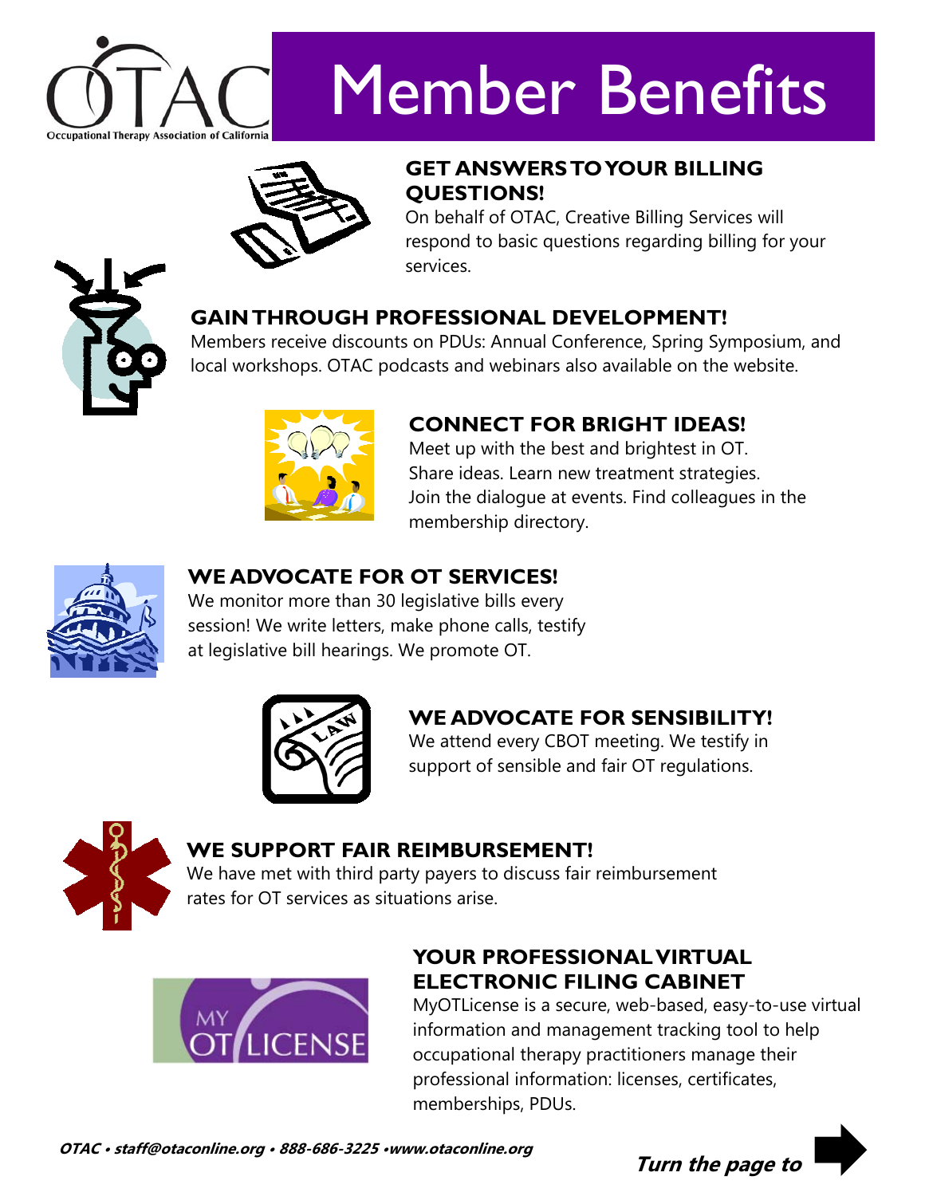# Member Benefits

OTAC — Occupational Therapy Association of California

## GET ANSWERS TO YOUR BILLING QUESTIONS!

On behalf of OTAC, Creative Billing Services will respond to basic questions regarding billing for your services.

## GAIN THROUGH PROFESSIONAL DEVELOPMENT!

Members receive discounts on PDUs: Annual Conference, Spring Symposium, and local workshops. OTAC podcasts and webinars also available on the website.

## CONNECT FOR BRIGHT IDEAS!

Meet up with the best and brightest in OT. Share ideas. Learn new treatment strategies. Join the dialogue at events. Find colleagues in the membership directory.

## WE ADVOCATE FOR OT SERVICES!

We monitor more than 30 legislative bills every session! We write letters, make phone calls, testify at legislative bill hearings. We promote OT.

## WE ADVOCATE FOR SENSIBILITY!

We attend every CBOT meeting. We testify in support of sensible and fair OT regulations.

## WE SUPPORT FAIR REIMBURSEMENT!

We have met with third party payers to discuss fair reimbursement rates for OT services as situations arise.

## YOUR PROFESSIONAL VIRTUAL ELECTRONIC FILING CABINET

MyOTLicense is a secure, web-based, easy-to-use virtual information and management tracking tool to help occupational therapy practitioners manage their professional information: licenses, certificates, memberships, PDUs.

***OTAC • staff@otaconline.org • 888-686-3225 •www.otaconline.org***

***Turn the page to***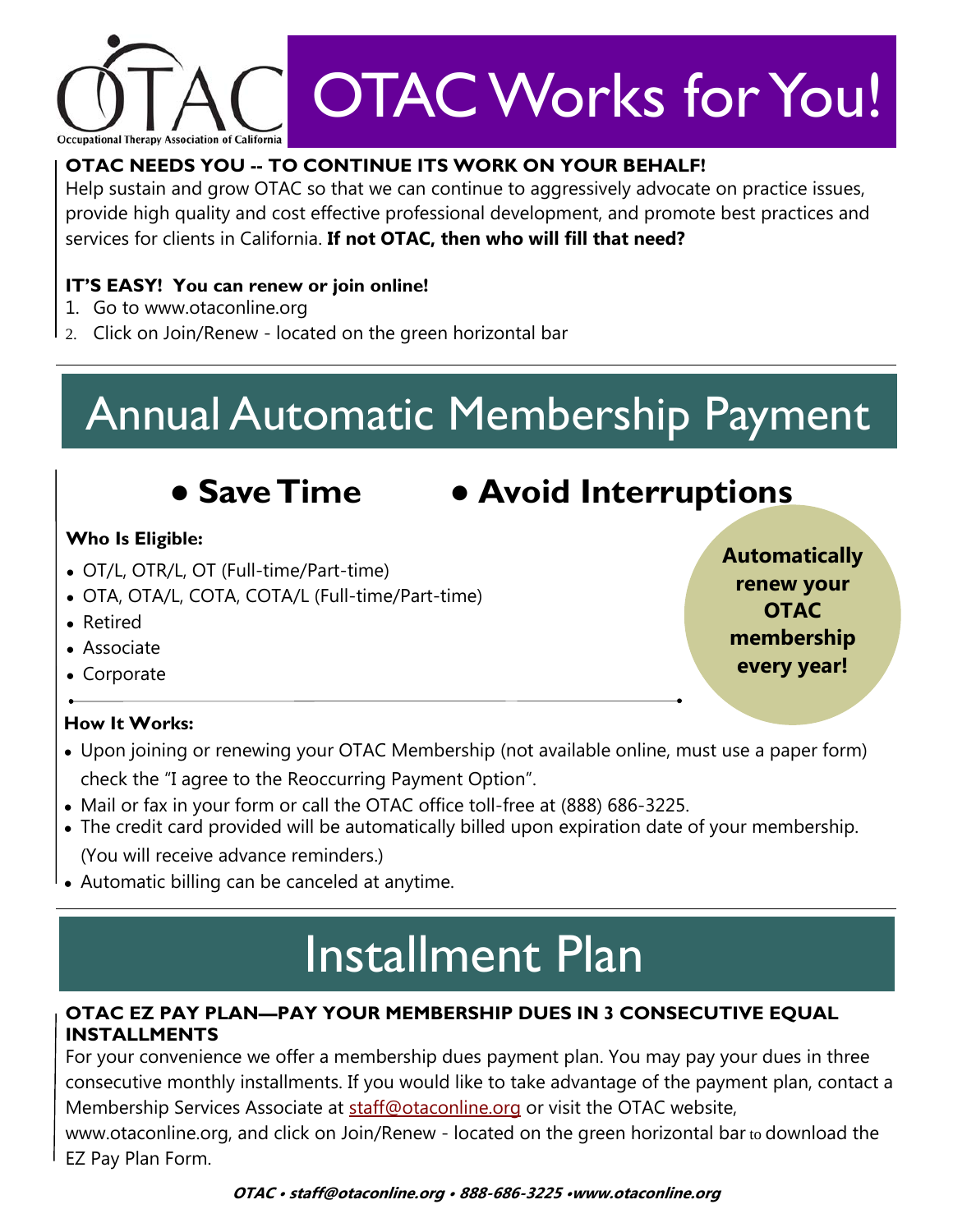# OTAC Works for You!

Occupational Therapy Association of California

**OTAC NEEDS YOU -- TO CONTINUE ITS WORK ON YOUR BEHALF!**

Help sustain and grow OTAC so that we can continue to aggressively advocate on practice issues, provide high quality and cost effective professional development, and promote best practices and services for clients in California. **If not OTAC, then who will fill that need?**

**IT'S EASY! You can renew or join online!**

1. Go to www.otaconline.org
2. Click on Join/Renew - located on the green horizontal bar

# Annual Automatic Membership Payment

## • Save Time • Avoid Interruptions

**Who Is Eligible:**

- OT/L, OTR/L, OT (Full-time/Part-time)
- OTA, OTA/L, COTA, COTA/L (Full-time/Part-time)
- Retired
- Associate
- Corporate

**Automatically renew your OTAC membership every year!**

**How It Works:**

- Upon joining or renewing your OTAC Membership (not available online, must use a paper form) check the "I agree to the Reoccurring Payment Option".
- Mail or fax in your form or call the OTAC office toll-free at (888) 686-3225.
- The credit card provided will be automatically billed upon expiration date of your membership. (You will receive advance reminders.)
- Automatic billing can be canceled at anytime.

# Installment Plan

**OTAC EZ PAY PLAN—PAY YOUR MEMBERSHIP DUES IN 3 CONSECUTIVE EQUAL INSTALLMENTS**

For your convenience we offer a membership dues payment plan. You may pay your dues in three consecutive monthly installments. If you would like to take advantage of the payment plan, contact a Membership Services Associate at staff@otaconline.org or visit the OTAC website, www.otaconline.org, and click on Join/Renew - located on the green horizontal bar to download the EZ Pay Plan Form.

***OTAC • staff@otaconline.org • 888-686-3225 •www.otaconline.org***